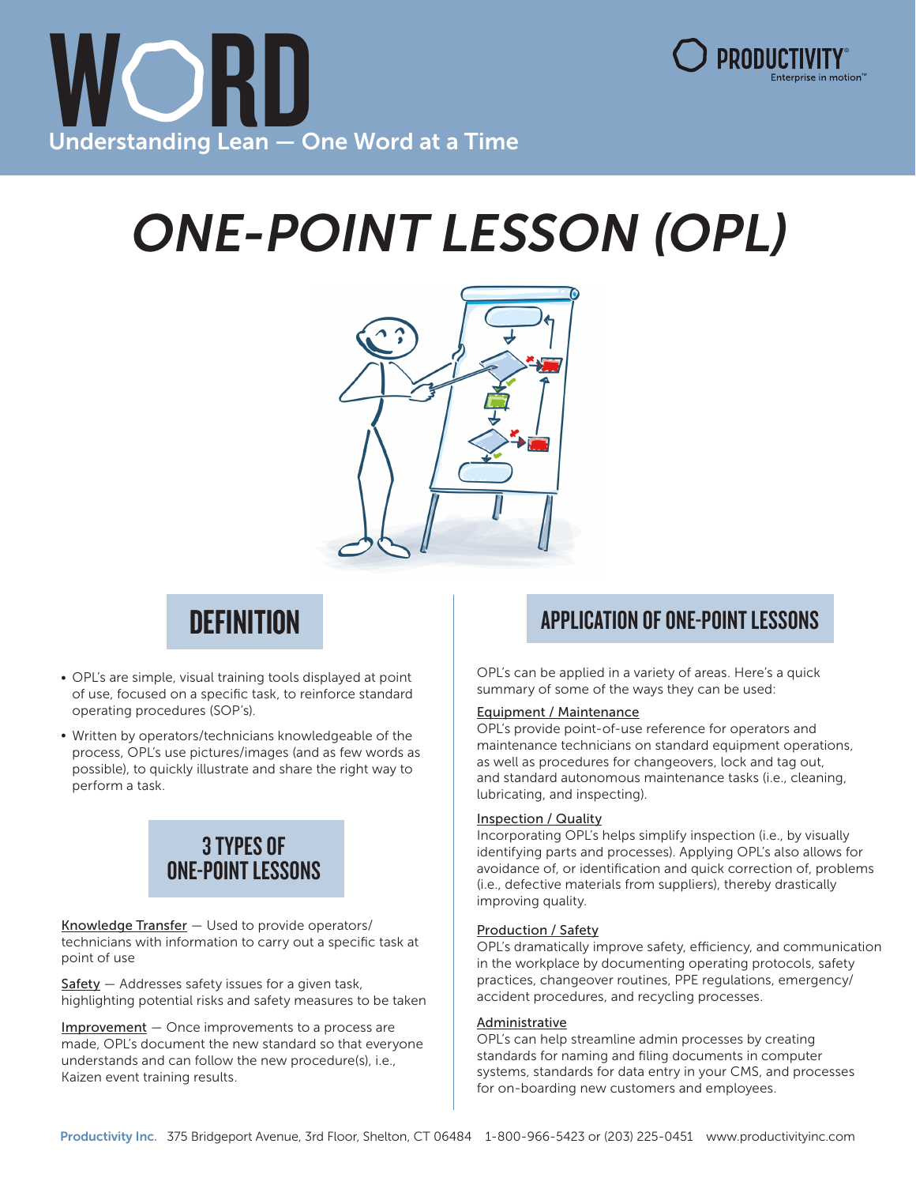# WORD

Understanding Lean — One Word at a Time

PRODUCTIVITY® Enterprise in motion™

# ONE-POINT LESSON (OPL)

## DEFINITION

- OPL's are simple, visual training tools displayed at point of use, focused on a specific task, to reinforce standard operating procedures (SOP's).
- Written by operators/technicians knowledgeable of the process, OPL's use pictures/images (and as few words as possible), to quickly illustrate and share the right way to perform a task.

## 3 TYPES OF ONE-POINT LESSONS

Knowledge Transfer — Used to provide operators/ technicians with information to carry out a specific task at point of use

Safety — Addresses safety issues for a given task, highlighting potential risks and safety measures to be taken

Improvement — Once improvements to a process are made, OPL's document the new standard so that everyone understands and can follow the new procedure(s), i.e., Kaizen event training results.

## APPLICATION OF ONE-POINT LESSONS

OPL's can be applied in a variety of areas. Here's a quick summary of some of the ways they can be used:

Equipment / Maintenance
OPL's provide point-of-use reference for operators and maintenance technicians on standard equipment operations, as well as procedures for changeovers, lock and tag out, and standard autonomous maintenance tasks (i.e., cleaning, lubricating, and inspecting).

Inspection / Quality
Incorporating OPL's helps simplify inspection (i.e., by visually identifying parts and processes). Applying OPL's also allows for avoidance of, or identification and quick correction of, problems (i.e., defective materials from suppliers), thereby drastically improving quality.

Production / Safety
OPL's dramatically improve safety, efficiency, and communication in the workplace by documenting operating protocols, safety practices, changeover routines, PPE regulations, emergency/ accident procedures, and recycling processes.

Administrative
OPL's can help streamline admin processes by creating standards for naming and filing documents in computer systems, standards for data entry in your CMS, and processes for on-boarding new customers and employees.

Productivity Inc. 375 Bridgeport Avenue, 3rd Floor, Shelton, CT 06484 1-800-966-5423 or (203) 225-0451 www.productivityinc.com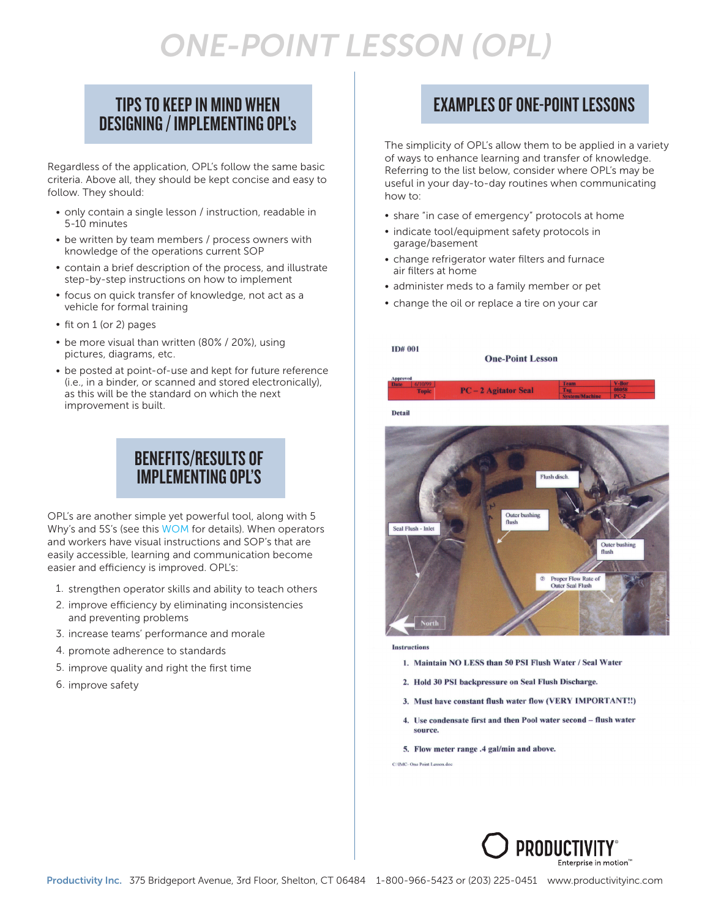# ONE-POINT LESSON (OPL)

## TIPS TO KEEP IN MIND WHEN DESIGNING / IMPLEMENTING OPL's

Regardless of the application, OPL's follow the same basic criteria. Above all, they should be kept concise and easy to follow. They should:

- only contain a single lesson / instruction, readable in 5-10 minutes
- be written by team members / process owners with knowledge of the operations current SOP
- contain a brief description of the process, and illustrate step-by-step instructions on how to implement
- focus on quick transfer of knowledge, not act as a vehicle for formal training
- fit on 1 (or 2) pages
- be more visual than written (80% / 20%), using pictures, diagrams, etc.
- be posted at point-of-use and kept for future reference (i.e., in a binder, or scanned and stored electronically), as this will be the standard on which the next improvement is built.

## BENEFITS/RESULTS OF IMPLEMENTING OPL'S

OPL's are another simple yet powerful tool, along with 5 Why's and 5S's (see this WOM for details). When operators and workers have visual instructions and SOP's that are easily accessible, learning and communication become easier and efficiency is improved. OPL's:

1. strengthen operator skills and ability to teach others
2. improve efficiency by eliminating inconsistencies and preventing problems
3. increase teams' performance and morale
4. promote adherence to standards
5. improve quality and right the first time
6. improve safety

## EXAMPLES OF ONE-POINT LESSONS

The simplicity of OPL's allow them to be applied in a variety of ways to enhance learning and transfer of knowledge. Referring to the list below, consider where OPL's may be useful in your day-to-day routines when communicating how to:

- share "in case of emergency" protocols at home
- indicate tool/equipment safety protocols in garage/basement
- change refrigerator water filters and furnace air filters at home
- administer meds to a family member or pet
- change the oil or replace a tire on your car

ID# 001

**One-Point Lesson**

| Approved Date | 6/10/99 | | Team | V-Bor |
|---|---|---|---|---|
| | Topic | PC – 2 Agitator Seal | Tag | 08058 |
| | | | System/Machine | PC-2 |

**Detail**

Flush disch.

Outer bushing flush

Seal Flush - Inlet

Outer bushing flush

② Proper Flow Rate of Outer Seal Flush

North

**Instructions**

1. **Maintain NO LESS than 50 PSI Flush Water / Seal Water**
2. **Hold 30 PSI backpressure on Seal Flush Discharge.**
3. **Must have constant flush water flow (VERY IMPORTANT!!)**
4. **Use condensate first and then Pool water second – flush water source.**
5. **Flow meter range .4 gal/min and above.**

C:\IMC- One Point Lesson.doc

PRODUCTIVITY® Enterprise in motion™

**Productivity Inc.** 375 Bridgeport Avenue, 3rd Floor, Shelton, CT 06484 1-800-966-5423 or (203) 225-0451 www.productivityinc.com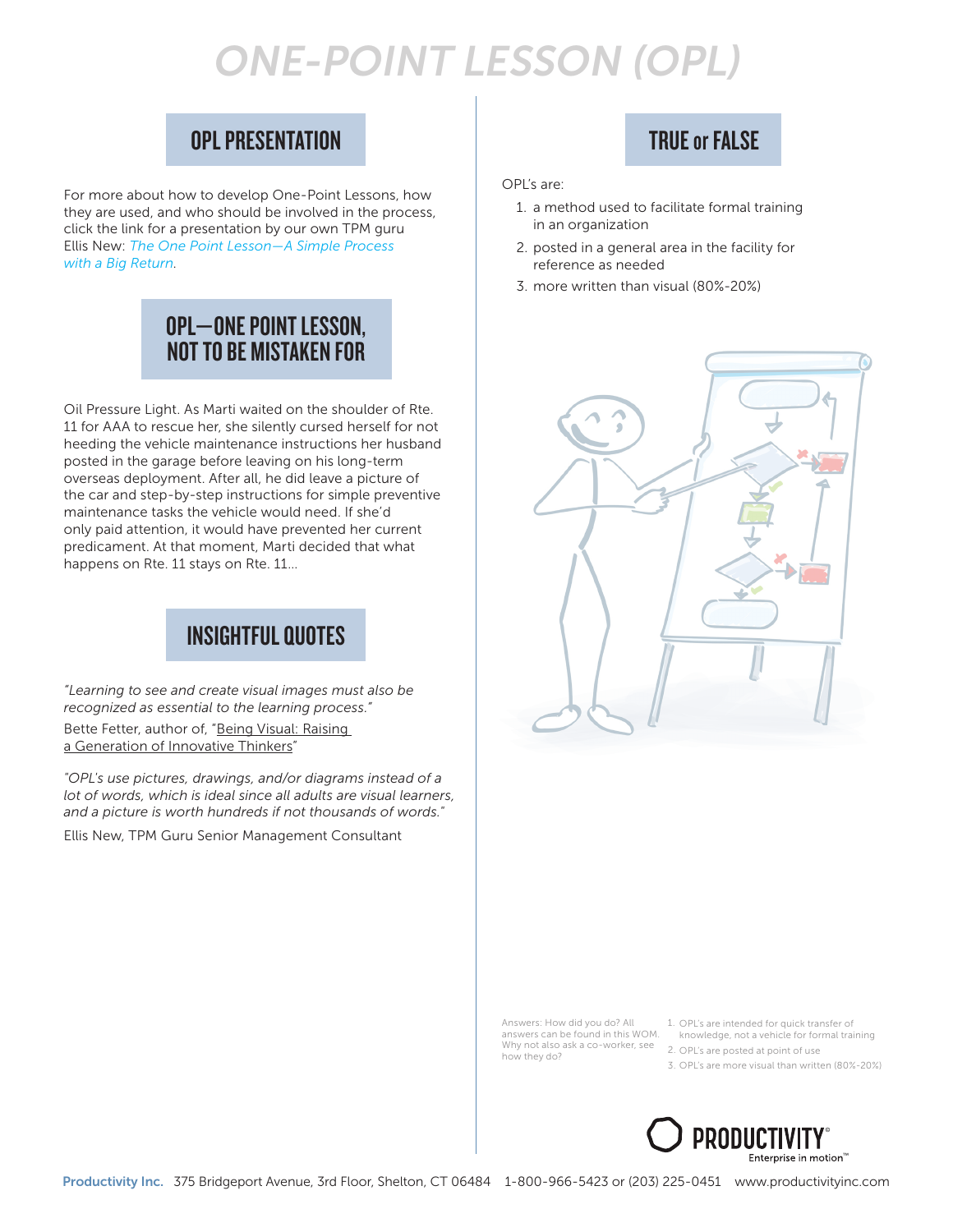# ONE-POINT LESSON (OPL)

## OPL PRESENTATION

For more about how to develop One-Point Lessons, how they are used, and who should be involved in the process, click the link for a presentation by our own TPM guru Ellis New: *The One Point Lesson—A Simple Process with a Big Return*.

## OPL—ONE POINT LESSON, NOT TO BE MISTAKEN FOR

Oil Pressure Light. As Marti waited on the shoulder of Rte. 11 for AAA to rescue her, she silently cursed herself for not heeding the vehicle maintenance instructions her husband posted in the garage before leaving on his long-term overseas deployment. After all, he did leave a picture of the car and step-by-step instructions for simple preventive maintenance tasks the vehicle would need. If she'd only paid attention, it would have prevented her current predicament. At that moment, Marti decided that what happens on Rte. 11 stays on Rte. 11...

## INSIGHTFUL QUOTES

*"Learning to see and create visual images must also be recognized as essential to the learning process."*

Bette Fetter, author of, "Being Visual: Raising a Generation of Innovative Thinkers"

*"OPL's use pictures, drawings, and/or diagrams instead of a lot of words, which is ideal since all adults are visual learners, and a picture is worth hundreds if not thousands of words."*

Ellis New, TPM Guru Senior Management Consultant

## TRUE or FALSE

OPL's are:

1. a method used to facilitate formal training in an organization
2. posted in a general area in the facility for reference as needed
3. more written than visual (80%-20%)

Answers: How did you do? All answers can be found in this WOM. Why not also ask a co-worker, see how they do?

1. OPL's are intended for quick transfer of knowledge, not a vehicle for formal training
2. OPL's are posted at point of use
3. OPL's are more visual than written (80%-20%)

PRODUCTIVITY® Enterprise in motion™

**Productivity Inc.** 375 Bridgeport Avenue, 3rd Floor, Shelton, CT 06484 1-800-966-5423 or (203) 225-0451 www.productivityinc.com